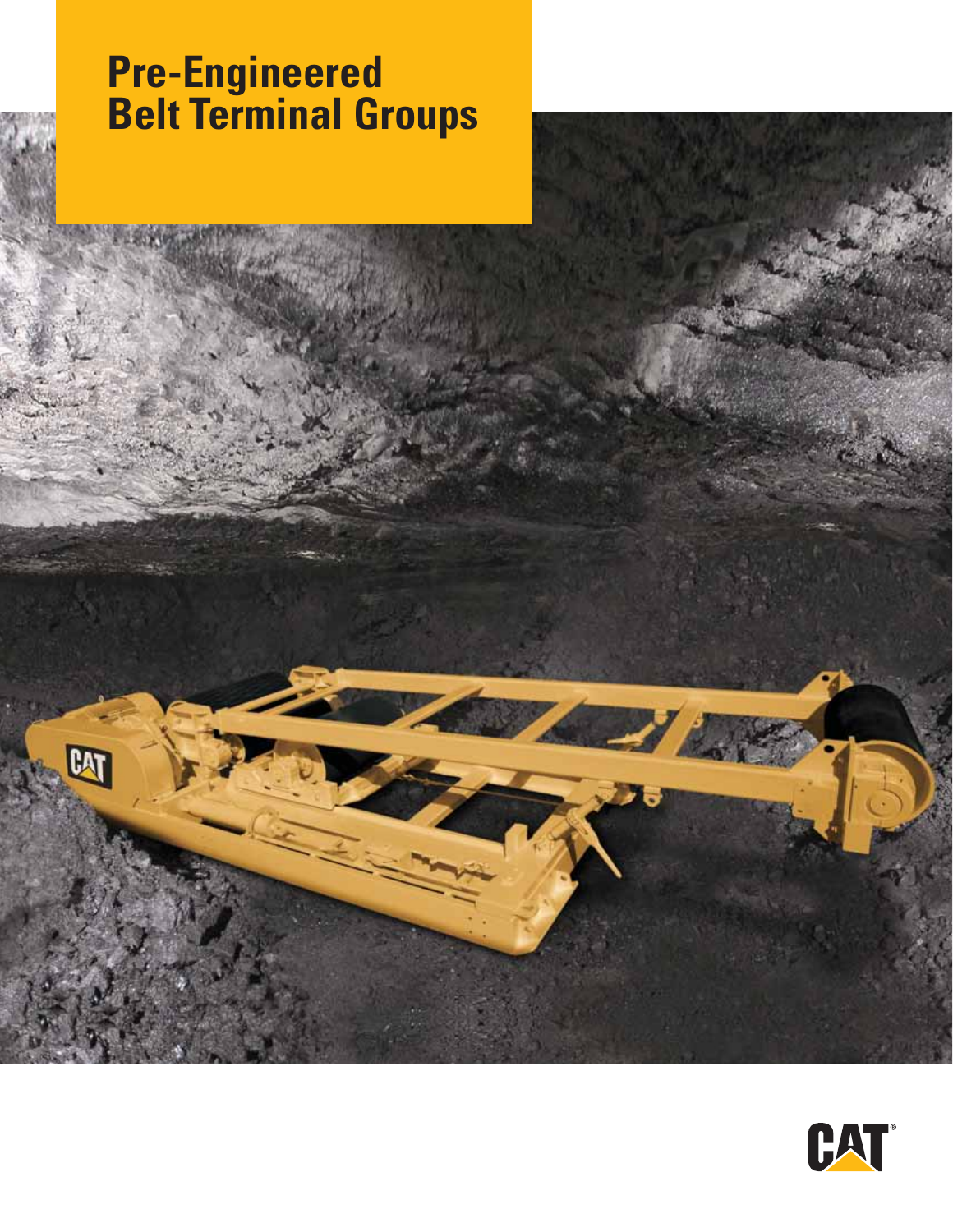# Pre-Engineered Belt Terminal Groups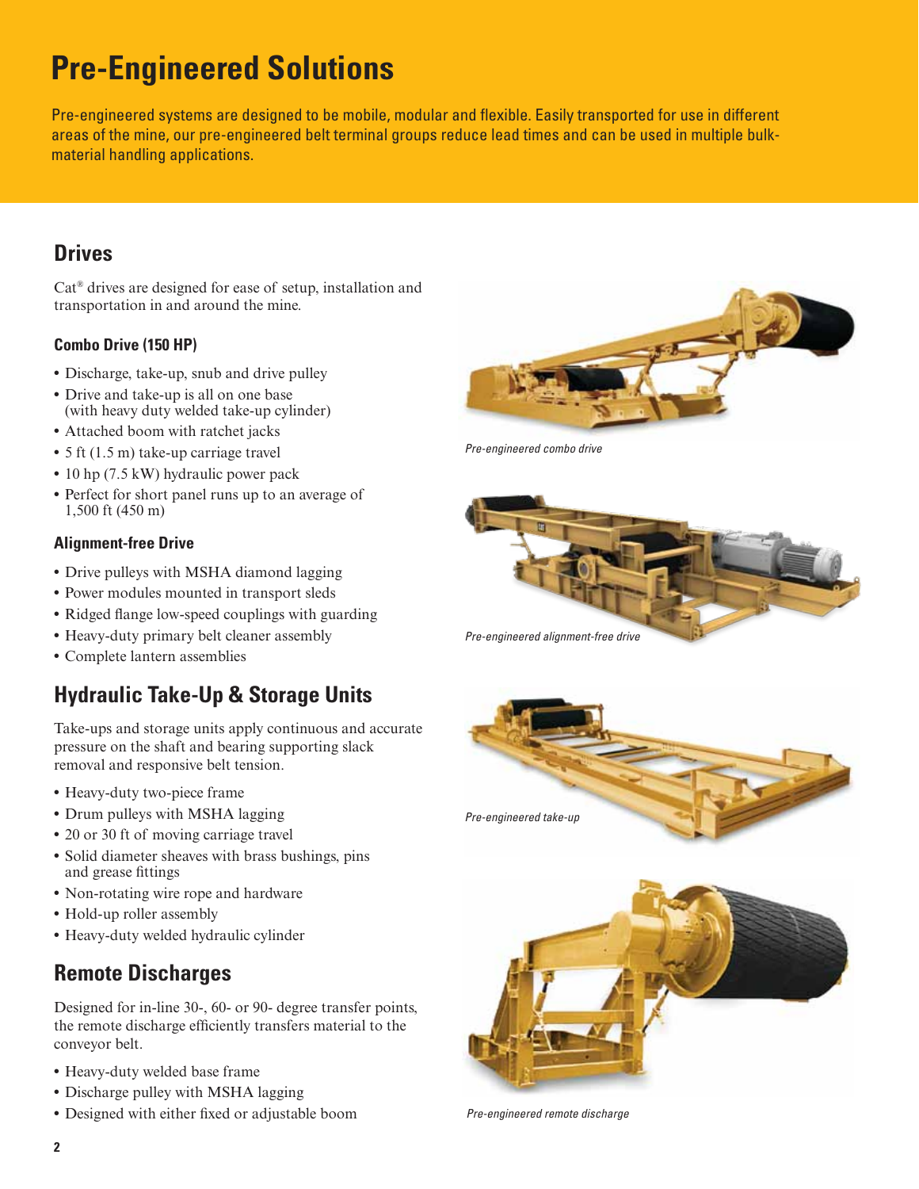# Pre-Engineered Solutions

Pre-engineered systems are designed to be mobile, modular and flexible. Easily transported for use in different areas of the mine, our pre-engineered belt terminal groups reduce lead times and can be used in multiple bulk-material handling applications.

## Drives

Cat® drives are designed for ease of setup, installation and transportation in and around the mine.

### Combo Drive (150 HP)

- Discharge, take-up, snub and drive pulley
- Drive and take-up is all on one base (with heavy duty welded take-up cylinder)
- Attached boom with ratchet jacks
- 5 ft (1.5 m) take-up carriage travel
- 10 hp (7.5 kW) hydraulic power pack
- Perfect for short panel runs up to an average of 1,500 ft (450 m)

*Pre-engineered combo drive*

### Alignment-free Drive

- Drive pulleys with MSHA diamond lagging
- Power modules mounted in transport sleds
- Ridged flange low-speed couplings with guarding
- Heavy-duty primary belt cleaner assembly
- Complete lantern assemblies

*Pre-engineered alignment-free drive*

## Hydraulic Take-Up & Storage Units

Take-ups and storage units apply continuous and accurate pressure on the shaft and bearing supporting slack removal and responsive belt tension.

- Heavy-duty two-piece frame
- Drum pulleys with MSHA lagging
- 20 or 30 ft of moving carriage travel
- Solid diameter sheaves with brass bushings, pins and grease fittings
- Non-rotating wire rope and hardware
- Hold-up roller assembly
- Heavy-duty welded hydraulic cylinder

*Pre-engineered take-up*

## Remote Discharges

Designed for in-line 30-, 60- or 90- degree transfer points, the remote discharge efficiently transfers material to the conveyor belt.

- Heavy-duty welded base frame
- Discharge pulley with MSHA lagging
- Designed with either fixed or adjustable boom

*Pre-engineered remote discharge*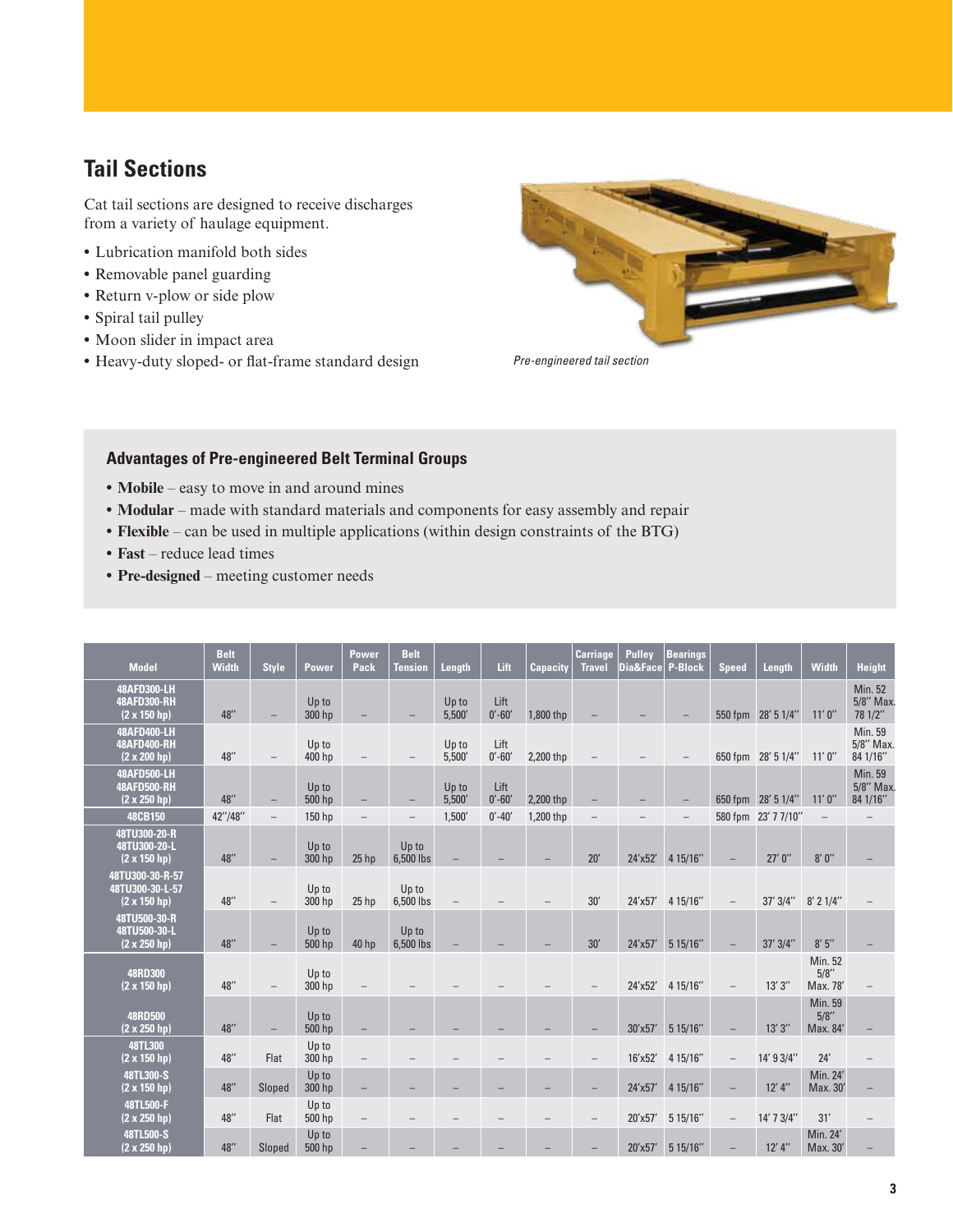## Tail Sections

Cat tail sections are designed to receive discharges from a variety of haulage equipment.

- Lubrication manifold both sides
- Removable panel guarding
- Return v-plow or side plow
- Spiral tail pulley
- Moon slider in impact area
- Heavy-duty sloped- or flat-frame standard design

*Pre-engineered tail section*

### Advantages of Pre-engineered Belt Terminal Groups

- **Mobile** – easy to move in and around mines
- **Modular** – made with standard materials and components for easy assembly and repair
- **Flexible** – can be used in multiple applications (within design constraints of the BTG)
- **Fast** – reduce lead times
- **Pre-designed** – meeting customer needs

| Model | Belt Width | Style | Power | Power Pack | Belt Tension | Length | Lift | Capacity | Carriage Travel | Pulley Dia&Face | Bearings P-Block | Speed | Length | Width | Height |
|---|---|---|---|---|---|---|---|---|---|---|---|---|---|---|---|
| 48AFD300-LH 48AFD300-RH (2 x 150 hp) | 48″ | – | Up to 300 hp | – | – | Up to 5,500′ | Lift 0′-60′ | 1,800 thp | – | – | – | 550 fpm | 28′ 5 1/4″ | 11′ 0″ | Min. 52 5/8″ Max. 78 1/2″ |
| 48AFD400-LH 48AFD400-RH (2 x 200 hp) | 48″ | – | Up to 400 hp | – | – | Up to 5,500′ | Lift 0′-60′ | 2,200 thp | – | – | – | 650 fpm | 28′ 5 1/4″ | 11′ 0″ | Min. 59 5/8″ Max. 84 1/16″ |
| 48AFD500-LH 48AFD500-RH (2 x 250 hp) | 48″ | – | Up to 500 hp | – | – | Up to 5,500′ | Lift 0′-60′ | 2,200 thp | – | – | – | 650 fpm | 28′ 5 1/4″ | 11′ 0″ | Min. 59 5/8″ Max. 84 1/16″ |
| 48CB150 | 42″/48″ | – | 150 hp | – | – | 1,500′ | 0′-40′ | 1,200 thp | – | – | – | 580 fpm | 23′ 7 7/10″ | – | – |
| 48TU300-20-R 48TU300-20-L (2 x 150 hp) | 48″ | – | Up to 300 hp | 25 hp | Up to 6,500 lbs | – | – | – | 20′ | 24′x52′ | 4 15/16″ | – | 27′ 0″ | 8′ 0″ | – |
| 48TU300-30-R-57 48TU300-30-L-57 (2 x 150 hp) | 48″ | – | Up to 300 hp | 25 hp | Up to 6,500 lbs | – | – | – | 30′ | 24′x57′ | 4 15/16″ | – | 37′ 3/4″ | 8′ 2 1/4″ | – |
| 48TU500-30-R 48TU500-30-L (2 x 250 hp) | 48″ | – | Up to 500 hp | 40 hp | Up to 6,500 lbs | – | – | – | 30′ | 24′x57′ | 5 15/16″ | – | 37′ 3/4″ | 8′ 5″ | – |
| 48RD300 (2 x 150 hp) | 48″ | – | Up to 300 hp | – | – | – | – | – | – | 24′x52′ | 4 15/16″ | – | 13′ 3″ | Min. 52 5/8″ Max. 78′ | – |
| 48RD500 (2 x 250 hp) | 48″ | – | Up to 500 hp | – | – | – | – | – | – | 30′x57′ | 5 15/16″ | – | 13′ 3″ | Min. 59 5/8″ Max. 84′ | – |
| 48TL300 (2 x 150 hp) | 48″ | Flat | Up to 300 hp | – | – | – | – | – | – | 16′x52′ | 4 15/16″ | – | 14′ 9 3/4″ | 24′ | – |
| 48TL300-S (2 x 150 hp) | 48″ | Sloped | Up to 300 hp | – | – | – | – | – | – | 24′x57′ | 4 15/16″ | – | 12′ 4″ | Min. 24′ Max. 30′ | – |
| 48TL500-F (2 x 250 hp) | 48″ | Flat | Up to 500 hp | – | – | – | – | – | – | 20′x57′ | 5 15/16″ | – | 14′ 7 3/4″ | 31′ | – |
| 48TL500-S (2 x 250 hp) | 48″ | Sloped | Up to 500 hp | – | – | – | – | – | – | 20′x57′ | 5 15/16″ | – | 12′ 4″ | Min. 24′ Max. 30′ | – |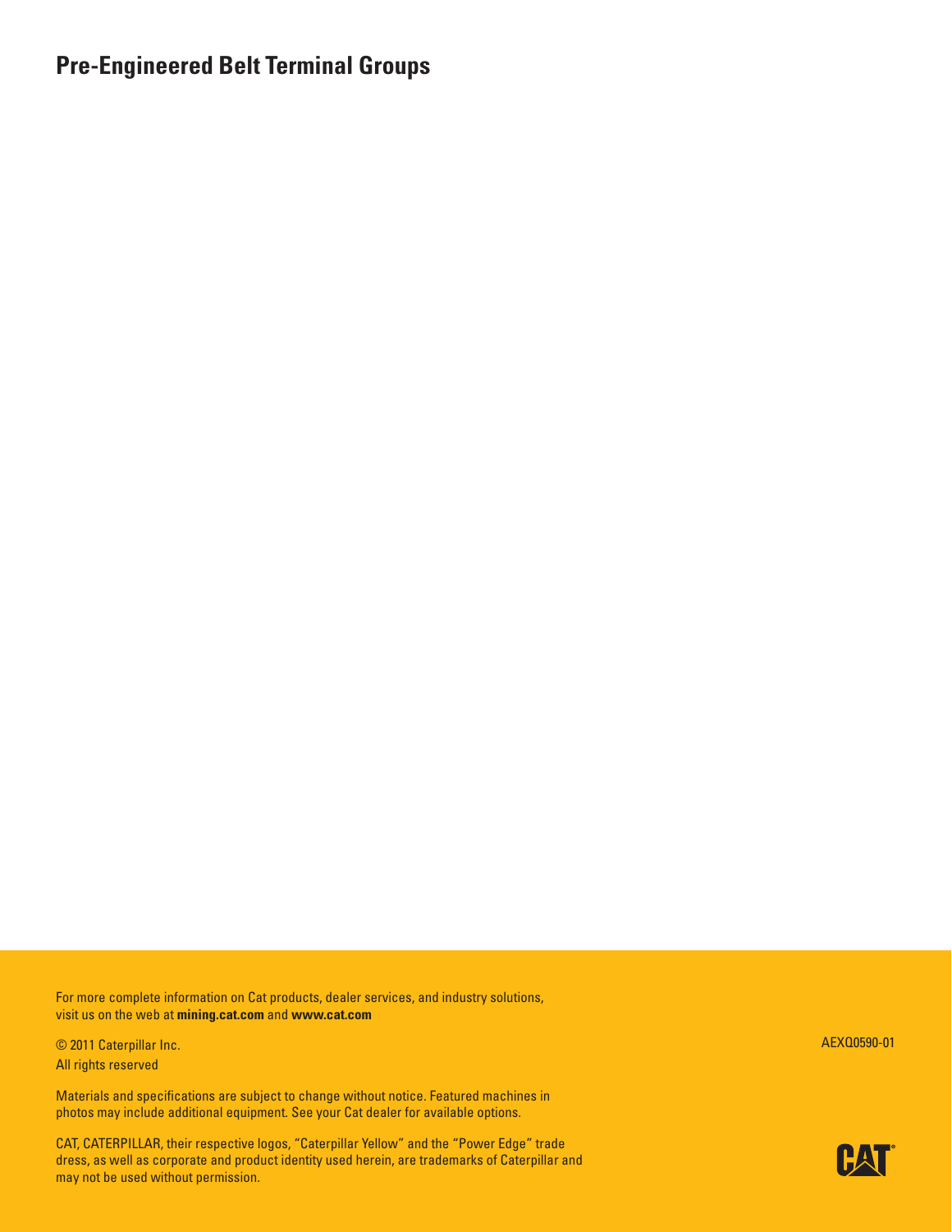# Pre-Engineered Belt Terminal Groups

For more complete information on Cat products, dealer services, and industry solutions, visit us on the web at **mining.cat.com** and **www.cat.com**

© 2011 Caterpillar Inc.
All rights reserved

AEXQ0590-01

Materials and specifications are subject to change without notice. Featured machines in photos may include additional equipment. See your Cat dealer for available options.

CAT, CATERPILLAR, their respective logos, "Caterpillar Yellow" and the "Power Edge" trade dress, as well as corporate and product identity used herein, are trademarks of Caterpillar and may not be used without permission.